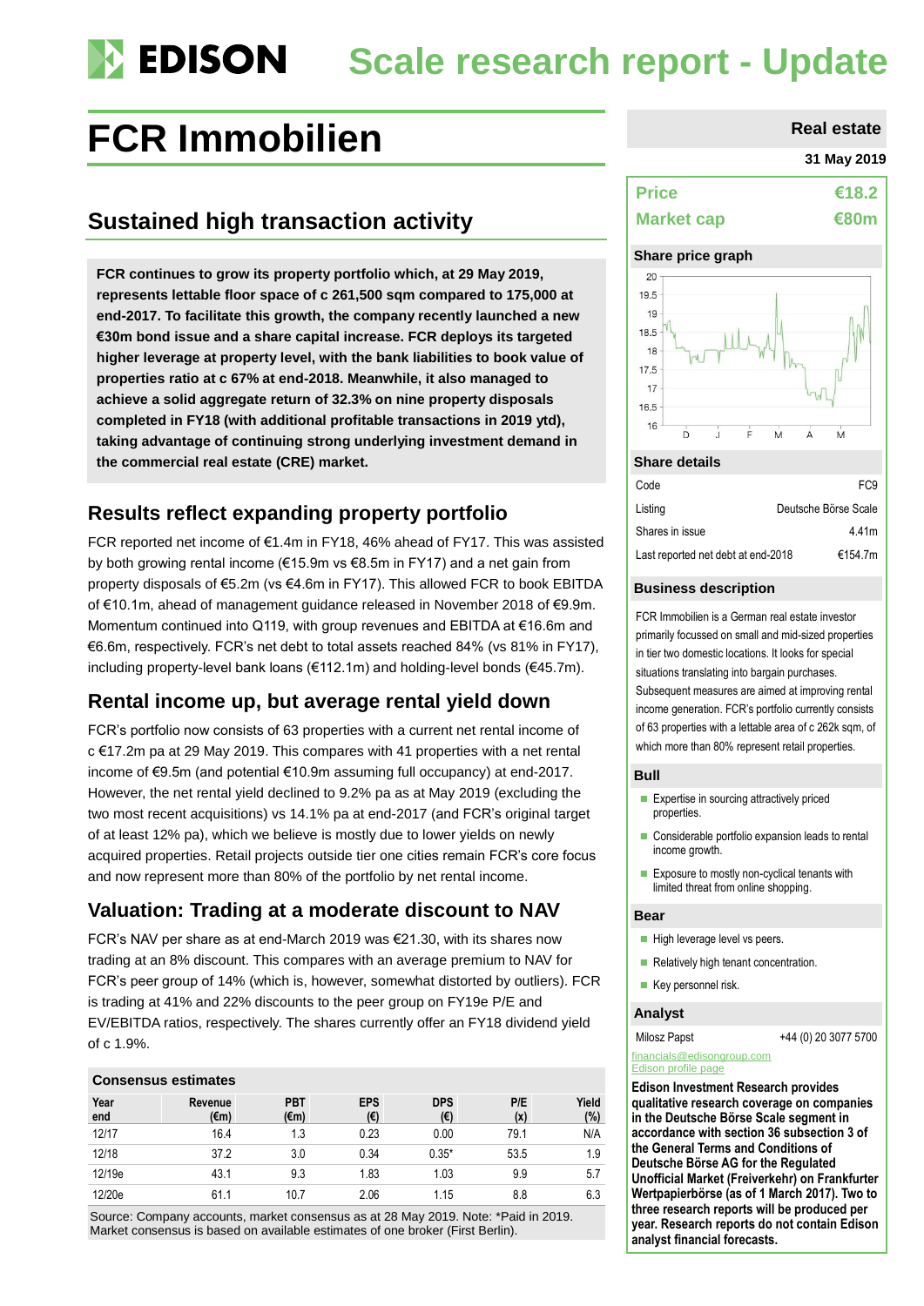# EDISON Scale research report - Update

# FCR Immobilien

**Real estate**

**31 May 2019**

## Sustained high transaction activity

**FCR continues to grow its property portfolio which, at 29 May 2019, represents lettable floor space of c 261,500 sqm compared to 175,000 at end-2017. To facilitate this growth, the company recently launched a new €30m bond issue and a share capital increase. FCR deploys its targeted higher leverage at property level, with the bank liabilities to book value of properties ratio at c 67% at end-2018. Meanwhile, it also managed to achieve a solid aggregate return of 32.3% on nine property disposals completed in FY18 (with additional profitable transactions in 2019 ytd), taking advantage of continuing strong underlying investment demand in the commercial real estate (CRE) market.**

## Results reflect expanding property portfolio

FCR reported net income of €1.4m in FY18, 46% ahead of FY17. This was assisted by both growing rental income (€15.9m vs €8.5m in FY17) and a net gain from property disposals of €5.2m (vs €4.6m in FY17). This allowed FCR to book EBITDA of €10.1m, ahead of management guidance released in November 2018 of €9.9m. Momentum continued into Q119, with group revenues and EBITDA at €16.6m and €6.6m, respectively. FCR's net debt to total assets reached 84% (vs 81% in FY17), including property-level bank loans (€112.1m) and holding-level bonds (€45.7m).

## Rental income up, but average rental yield down

FCR's portfolio now consists of 63 properties with a current net rental income of c €17.2m pa at 29 May 2019. This compares with 41 properties with a net rental income of €9.5m (and potential €10.9m assuming full occupancy) at end-2017. However, the net rental yield declined to 9.2% pa as at May 2019 (excluding the two most recent acquisitions) vs 14.1% pa at end-2017 (and FCR's original target of at least 12% pa), which we believe is mostly due to lower yields on newly acquired properties. Retail projects outside tier one cities remain FCR's core focus and now represent more than 80% of the portfolio by net rental income.

## Valuation: Trading at a moderate discount to NAV

FCR's NAV per share as at end-March 2019 was €21.30, with its shares now trading at an 8% discount. This compares with an average premium to NAV for FCR's peer group of 14% (which is, however, somewhat distorted by outliers). FCR is trading at 41% and 22% discounts to the peer group on FY19e P/E and EV/EBITDA ratios, respectively. The shares currently offer an FY18 dividend yield of c 1.9%.

**Consensus estimates**

| Year end | Revenue (€m) | PBT (€m) | EPS (€) | DPS (€) | P/E (x) | Yield (%) |
|---|---|---|---|---|---|---|
| 12/17 | 16.4 | 1.3 | 0.23 | 0.00 | 79.1 | N/A |
| 12/18 | 37.2 | 3.0 | 0.34 | 0.35* | 53.5 | 1.9 |
| 12/19e | 43.1 | 9.3 | 1.83 | 1.03 | 9.9 | 5.7 |
| 12/20e | 61.1 | 10.7 | 2.06 | 1.15 | 8.8 | 6.3 |

Source: Company accounts, market consensus as at 28 May 2019. Note: *Paid in 2019. Market consensus is based on available estimates of one broker (First Berlin).

| | |
|---|---|
| **Price** | **€18.2** |
| **Market cap** | **€80m** |

**Share price graph**

**Share details**

| | |
|---|---|
| Code | FC9 |
| Listing | Deutsche Börse Scale |
| Shares in issue | 4.41m |
| Last reported net debt at end-2018 | €154.7m |

**Business description**

FCR Immobilien is a German real estate investor primarily focussed on small and mid-sized properties in tier two domestic locations. It looks for special situations translating into bargain purchases. Subsequent measures are aimed at improving rental income generation. FCR's portfolio currently consists of 63 properties with a lettable area of c 262k sqm, of which more than 80% represent retail properties.

**Bull**

- Expertise in sourcing attractively priced properties.
- Considerable portfolio expansion leads to rental income growth.
- Exposure to mostly non-cyclical tenants with limited threat from online shopping.

**Bear**

- High leverage level vs peers.
- Relatively high tenant concentration.
- Key personnel risk.

**Analyst**

Milosz Papst +44 (0) 20 3077 5700

financials@edisongroup.com
Edison profile page

**Edison Investment Research provides qualitative research coverage on companies in the Deutsche Börse Scale segment in accordance with section 36 subsection 3 of the General Terms and Conditions of Deutsche Börse AG for the Regulated Unofficial Market (Freiverkehr) on Frankfurter Wertpapierbörse (as of 1 March 2017). Two to three research reports will be produced per year. Research reports do not contain Edison analyst financial forecasts.**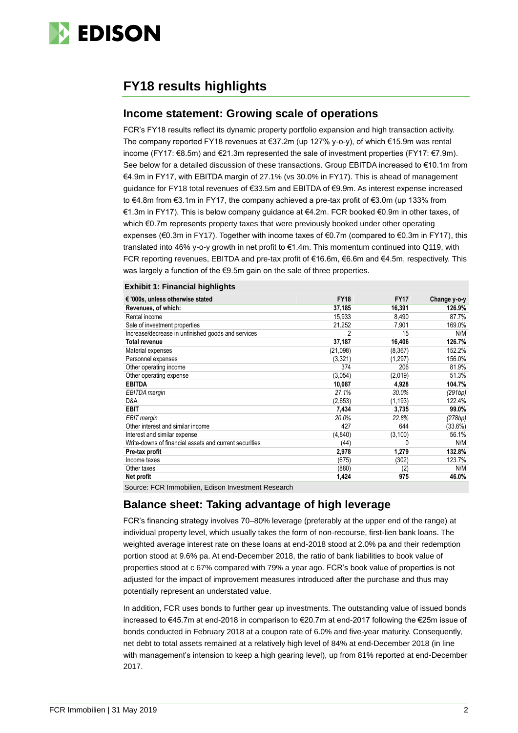# FY18 results highlights

## Income statement: Growing scale of operations

FCR's FY18 results reflect its dynamic property portfolio expansion and high transaction activity. The company reported FY18 revenues at €37.2m (up 127% y-o-y), of which €15.9m was rental income (FY17: €8.5m) and €21.3m represented the sale of investment properties (FY17: €7.9m). See below for a detailed discussion of these transactions. Group EBITDA increased to €10.1m from €4.9m in FY17, with EBITDA margin of 27.1% (vs 30.0% in FY17). This is ahead of management guidance for FY18 total revenues of €33.5m and EBITDA of €9.9m. As interest expense increased to €4.8m from €3.1m in FY17, the company achieved a pre-tax profit of €3.0m (up 133% from €1.3m in FY17). This is below company guidance at €4.2m. FCR booked €0.9m in other taxes, of which €0.7m represents property taxes that were previously booked under other operating expenses (€0.3m in FY17). Together with income taxes of €0.7m (compared to €0.3m in FY17), this translated into 46% y-o-y growth in net profit to €1.4m. This momentum continued into Q119, with FCR reporting revenues, EBITDA and pre-tax profit of €16.6m, €6.6m and €4.5m, respectively. This was largely a function of the €9.5m gain on the sale of three properties.

**Exhibit 1: Financial highlights**

| € '000s, unless otherwise stated | FY18 | FY17 | Change y-o-y |
|---|---|---|---|
| **Revenues, of which:** | **37,185** | **16,391** | **126.9%** |
| Rental income | 15,933 | 8,490 | 87.7% |
| Sale of investment properties | 21,252 | 7,901 | 169.0% |
| Increase/decrease in unfinished goods and services | 2 | 15 | N/M |
| **Total revenue** | **37,187** | **16,406** | **126.7%** |
| Material expenses | (21,098) | (8,367) | 152.2% |
| Personnel expenses | (3,321) | (1,297) | 156.0% |
| Other operating income | 374 | 206 | 81.9% |
| Other operating expense | (3,054) | (2,019) | 51.3% |
| **EBITDA** | **10,087** | **4,928** | **104.7%** |
| *EBITDA margin* | *27.1%* | *30.0%* | *(291bp)* |
| D&A | (2,653) | (1,193) | 122.4% |
| **EBIT** | **7,434** | **3,735** | **99.0%** |
| *EBIT margin* | *20.0%* | *22.8%* | *(278bp)* |
| Other interest and similar income | 427 | 644 | (33.6%) |
| Interest and similar expense | (4,840) | (3,100) | 56.1% |
| Write-downs of financial assets and current securities | (44) | 0 | N/M |
| **Pre-tax profit** | **2,978** | **1,279** | **132.8%** |
| Income taxes | (675) | (302) | 123.7% |
| Other taxes | (880) | (2) | N/M |
| **Net profit** | **1,424** | **975** | **46.0%** |

Source: FCR Immobilien, Edison Investment Research

## Balance sheet: Taking advantage of high leverage

FCR's financing strategy involves 70–80% leverage (preferably at the upper end of the range) at individual property level, which usually takes the form of non-recourse, first-lien bank loans. The weighted average interest rate on these loans at end-2018 stood at 2.0% pa and their redemption portion stood at 9.6% pa. At end-December 2018, the ratio of bank liabilities to book value of properties stood at c 67% compared with 79% a year ago. FCR's book value of properties is not adjusted for the impact of improvement measures introduced after the purchase and thus may potentially represent an understated value.

In addition, FCR uses bonds to further gear up investments. The outstanding value of issued bonds increased to €45.7m at end-2018 in comparison to €20.7m at end-2017 following the €25m issue of bonds conducted in February 2018 at a coupon rate of 6.0% and five-year maturity. Consequently, net debt to total assets remained at a relatively high level of 84% at end-December 2018 (in line with management's intension to keep a high gearing level), up from 81% reported at end-December 2017.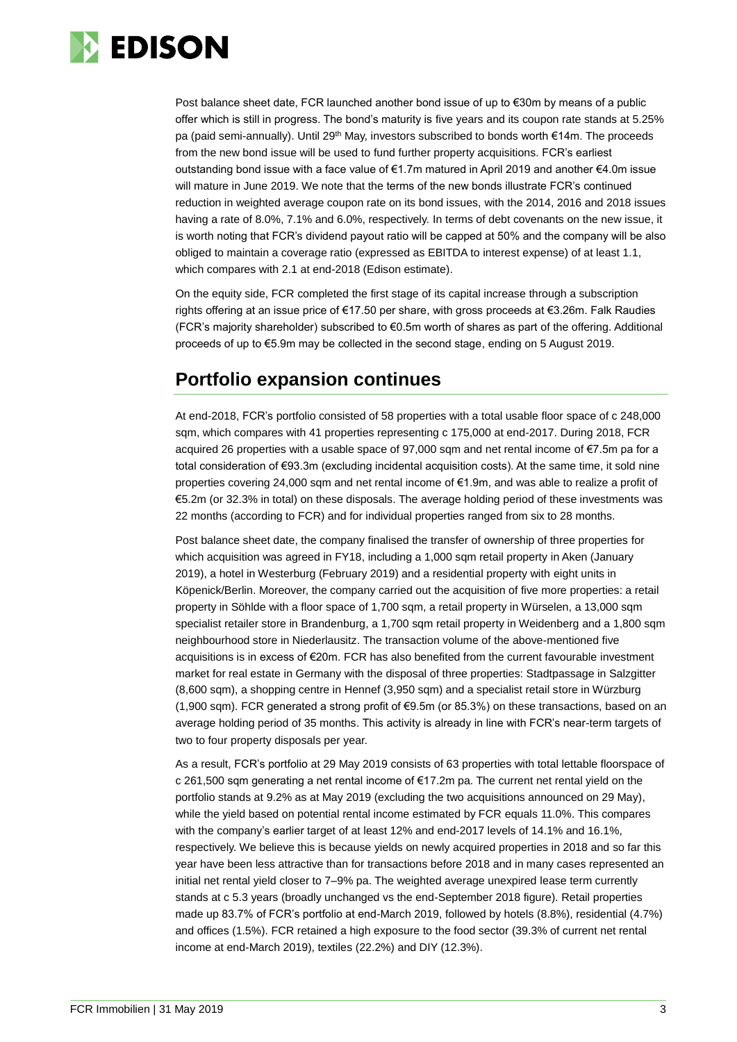Post balance sheet date, FCR launched another bond issue of up to €30m by means of a public offer which is still in progress. The bond's maturity is five years and its coupon rate stands at 5.25% pa (paid semi-annually). Until 29th May, investors subscribed to bonds worth €14m. The proceeds from the new bond issue will be used to fund further property acquisitions. FCR's earliest outstanding bond issue with a face value of €1.7m matured in April 2019 and another €4.0m issue will mature in June 2019. We note that the terms of the new bonds illustrate FCR's continued reduction in weighted average coupon rate on its bond issues, with the 2014, 2016 and 2018 issues having a rate of 8.0%, 7.1% and 6.0%, respectively. In terms of debt covenants on the new issue, it is worth noting that FCR's dividend payout ratio will be capped at 50% and the company will be also obliged to maintain a coverage ratio (expressed as EBITDA to interest expense) of at least 1.1, which compares with 2.1 at end-2018 (Edison estimate).

On the equity side, FCR completed the first stage of its capital increase through a subscription rights offering at an issue price of €17.50 per share, with gross proceeds at €3.26m. Falk Raudies (FCR's majority shareholder) subscribed to €0.5m worth of shares as part of the offering. Additional proceeds of up to €5.9m may be collected in the second stage, ending on 5 August 2019.

## Portfolio expansion continues

At end-2018, FCR's portfolio consisted of 58 properties with a total usable floor space of c 248,000 sqm, which compares with 41 properties representing c 175,000 at end-2017. During 2018, FCR acquired 26 properties with a usable space of 97,000 sqm and net rental income of €7.5m pa for a total consideration of €93.3m (excluding incidental acquisition costs). At the same time, it sold nine properties covering 24,000 sqm and net rental income of €1.9m, and was able to realize a profit of €5.2m (or 32.3% in total) on these disposals. The average holding period of these investments was 22 months (according to FCR) and for individual properties ranged from six to 28 months.

Post balance sheet date, the company finalised the transfer of ownership of three properties for which acquisition was agreed in FY18, including a 1,000 sqm retail property in Aken (January 2019), a hotel in Westerburg (February 2019) and a residential property with eight units in Köpenick/Berlin. Moreover, the company carried out the acquisition of five more properties: a retail property in Söhlde with a floor space of 1,700 sqm, a retail property in Würselen, a 13,000 sqm specialist retailer store in Brandenburg, a 1,700 sqm retail property in Weidenberg and a 1,800 sqm neighbourhood store in Niederlausitz. The transaction volume of the above-mentioned five acquisitions is in excess of €20m. FCR has also benefited from the current favourable investment market for real estate in Germany with the disposal of three properties: Stadtpassage in Salzgitter (8,600 sqm), a shopping centre in Hennef (3,950 sqm) and a specialist retail store in Würzburg (1,900 sqm). FCR generated a strong profit of €9.5m (or 85.3%) on these transactions, based on an average holding period of 35 months. This activity is already in line with FCR's near-term targets of two to four property disposals per year.

As a result, FCR's portfolio at 29 May 2019 consists of 63 properties with total lettable floorspace of c 261,500 sqm generating a net rental income of €17.2m pa. The current net rental yield on the portfolio stands at 9.2% as at May 2019 (excluding the two acquisitions announced on 29 May), while the yield based on potential rental income estimated by FCR equals 11.0%. This compares with the company's earlier target of at least 12% and end-2017 levels of 14.1% and 16.1%, respectively. We believe this is because yields on newly acquired properties in 2018 and so far this year have been less attractive than for transactions before 2018 and in many cases represented an initial net rental yield closer to 7–9% pa. The weighted average unexpired lease term currently stands at c 5.3 years (broadly unchanged vs the end-September 2018 figure). Retail properties made up 83.7% of FCR's portfolio at end-March 2019, followed by hotels (8.8%), residential (4.7%) and offices (1.5%). FCR retained a high exposure to the food sector (39.3% of current net rental income at end-March 2019), textiles (22.2%) and DIY (12.3%).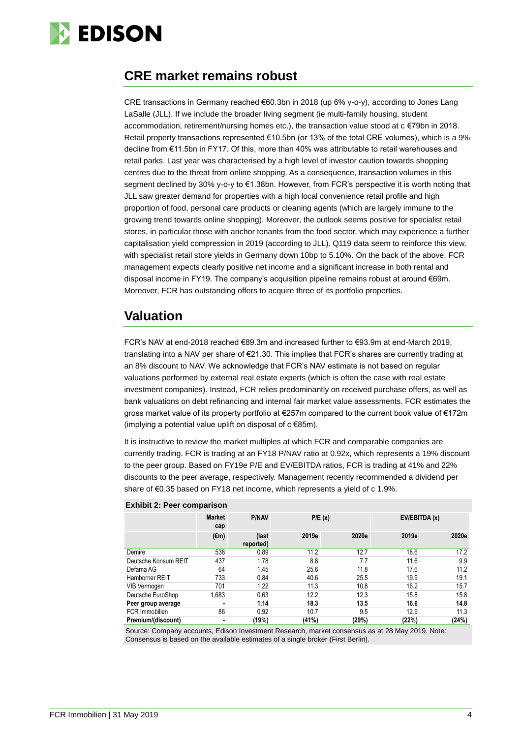## CRE market remains robust

CRE transactions in Germany reached €60.3bn in 2018 (up 6% y-o-y), according to Jones Lang LaSalle (JLL). If we include the broader living segment (ie multi-family housing, student accommodation, retirement/nursing homes etc.), the transaction value stood at c €79bn in 2018. Retail property transactions represented €10.5bn (or 13% of the total CRE volumes), which is a 9% decline from €11.5bn in FY17. Of this, more than 40% was attributable to retail warehouses and retail parks. Last year was characterised by a high level of investor caution towards shopping centres due to the threat from online shopping. As a consequence, transaction volumes in this segment declined by 30% y-o-y to €1.38bn. However, from FCR's perspective it is worth noting that JLL saw greater demand for properties with a high local convenience retail profile and high proportion of food, personal care products or cleaning agents (which are largely immune to the growing trend towards online shopping). Moreover, the outlook seems positive for specialist retail stores, in particular those with anchor tenants from the food sector, which may experience a further capitalisation yield compression in 2019 (according to JLL). Q119 data seem to reinforce this view, with specialist retail store yields in Germany down 10bp to 5.10%. On the back of the above, FCR management expects clearly positive net income and a significant increase in both rental and disposal income in FY19. The company's acquisition pipeline remains robust at around €69m. Moreover, FCR has outstanding offers to acquire three of its portfolio properties.

## Valuation

FCR's NAV at end-2018 reached €89.3m and increased further to €93.9m at end-March 2019, translating into a NAV per share of €21.30. This implies that FCR's shares are currently trading at an 8% discount to NAV. We acknowledge that FCR's NAV estimate is not based on regular valuations performed by external real estate experts (which is often the case with real estate investment companies). Instead, FCR relies predominantly on received purchase offers, as well as bank valuations on debt refinancing and internal fair market value assessments. FCR estimates the gross market value of its property portfolio at €257m compared to the current book value of €172m (implying a potential value uplift on disposal of c €85m).

It is instructive to review the market multiples at which FCR and comparable companies are currently trading. FCR is trading at an FY18 P/NAV ratio at 0.92x, which represents a 19% discount to the peer group. Based on FY19e P/E and EV/EBITDA ratios, FCR is trading at 41% and 22% discounts to the peer average, respectively. Management recently recommended a dividend per share of €0.35 based on FY18 net income, which represents a yield of c 1.9%.

**Exhibit 2: Peer comparison**

| | Market cap | P/NAV | P/E (x) | | EV/EBITDA (x) | |
|---|---|---|---|---|---|---|
| | (€m) | (last reported) | 2019e | 2020e | 2019e | 2020e |
| Demire | 538 | 0.89 | 11.2 | 12.7 | 18.6 | 17.2 |
| Deutsche Konsum REIT | 437 | 1.78 | 8.8 | 7.7 | 11.6 | 9.9 |
| Defama AG | 64 | 1.45 | 25.6 | 11.8 | 17.6 | 11.2 |
| Hamborner REIT | 733 | 0.84 | 40.6 | 25.5 | 19.9 | 19.1 |
| VIB Vermogen | 701 | 1.22 | 11.3 | 10.8 | 16.2 | 15.7 |
| Deutsche EuroShop | 1,683 | 0.63 | 12.2 | 12.3 | 15.8 | 15.8 |
| **Peer group average** | - | **1.14** | **18.3** | **13.5** | **16.6** | **14.8** |
| FCR Immobilien | 86 | 0.92 | 10.7 | 9.5 | 12.9 | 11.3 |
| **Premium/(discount)** | - | **(19%)** | **(41%)** | **(29%)** | **(22%)** | **(24%)** |

Source: Company accounts, Edison Investment Research, market consensus as at 28 May 2019. Note: Consensus is based on the available estimates of a single broker (First Berlin).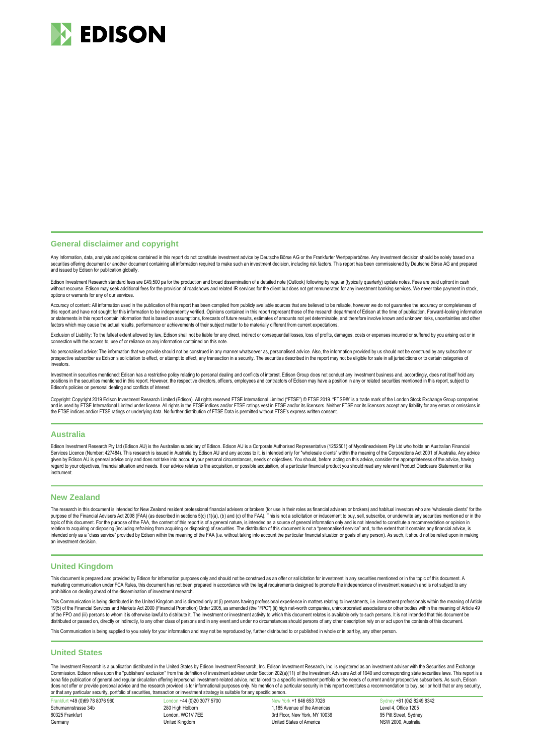# EDISON

## General disclaimer and copyright

Any Information, data, analysis and opinions contained in this report do not constitute investment advice by Deutsche Börse AG or the Frankfurter Wertpapierbörse. Any investment decision should be solely based on a securities offering document or another document containing all information required to make such an investment decision, including risk factors. This report has been commissioned by Deutsche Börse AG and prepared and issued by Edison for publication globally.

Edison Investment Research standard fees are £49,500 pa for the production and broad dissemination of a detailed note (Outlook) following by regular (typically quarterly) update notes. Fees are paid upfront in cash without recourse. Edison may seek additional fees for the provision of roadshows and related IR services for the client but does not get remunerated for any investment banking services. We never take payment in stock, options or warrants for any of our services.

Accuracy of content: All information used in the publication of this report has been compiled from publicly available sources that are believed to be reliable, however we do not guarantee the accuracy or completeness of this report and have not sought for this information to be independently verified. Opinions contained in this report represent those of the research department of Edison at the time of publication. Forward-looking information or statements in this report contain information that is based on assumptions, forecasts of future results, estimates of amounts not yet determinable, and therefore involve known and unknown risks, uncertainties and other factors which may cause the actual results, performance or achievements of their subject matter to be materially different from current expectations.

Exclusion of Liability: To the fullest extent allowed by law, Edison shall not be liable for any direct, indirect or consequential losses, loss of profits, damages, costs or expenses incurred or suffered by you arising out or in connection with the access to, use of or reliance on any information contained on this note.

No personalised advice: The information that we provide should not be construed in any manner whatsoever as, personalised advice. Also, the information provided by us should not be construed by any subscriber or prospective subscriber as Edison's solicitation to effect, or attempt to effect, any transaction in a security. The securities described in the report may not be eligible for sale in all jurisdictions or to certain categories of investors.

Investment in securities mentioned: Edison has a restrictive policy relating to personal dealing and conflicts of interest. Edison Group does not conduct any investment business and, accordingly, does not itself hold any positions in the securities mentioned in this report. However, the respective directors, officers, employees and contractors of Edison may have a position in any or related securities mentioned in this report, subject to Edison's policies on personal dealing and conflicts of interest.

Copyright: Copyright 2019 Edison Investment Research Limited (Edison). All rights reserved FTSE International Limited ("FTSE") © FTSE 2019. "FTSE®" is a trade mark of the London Stock Exchange Group companies and is used by FTSE International Limited under license. All rights in the FTSE indices and/or FTSE ratings vest in FTSE and/or its licensors. Neither FTSE nor its licensors accept any liability for any errors or omissions in the FTSE indices and/or FTSE ratings or underlying data. No further distribution of FTSE Data is permitted without FTSE's express written consent.

## Australia

Edison Investment Research Pty Ltd (Edison AU) is the Australian subsidiary of Edison. Edison AU is a Corporate Authorised Representative (1252501) of Myonlineadvisers Pty Ltd who holds an Australian Financial Services Licence (Number: 427484). This research is issued in Australia by Edison AU and any access to it, is intended only for "wholesale clients" within the meaning of the Corporations Act 2001 of Australia. Any advice given by Edison AU is general advice only and does not take into account your personal circumstances, needs or objectives. You should, before acting on this advice, consider the appropriateness of the advice, having regard to your objectives, financial situation and needs. If our advice relates to the acquisition, or possible acquisition, of a particular financial product you should read any relevant Product Disclosure Statement or like instrument.

## New Zealand

The research in this document is intended for New Zealand resident professional financial advisers or brokers (for use in their roles as financial advisers or brokers) and habitual investors who are "wholesale clients" for the purpose of the Financial Advisers Act 2008 (FAA) (as described in sections 5(c) (1)(a), (b) and (c) of the FAA). This is not a solicitation or inducement to buy, sell, subscribe, or underwrite any securities mentioned or in the topic of this document. For the purpose of the FAA, the content of this report is of a general nature, is intended as a source of general information only and is not intended to constitute a recommendation or opinion in relation to acquiring or disposing (including refraining from acquiring or disposing) of securities. The distribution of this document is not a "personalised service" and, to the extent that it contains any financial advice, is intended only as a "class service" provided by Edison within the meaning of the FAA (i.e. without taking into account the particular financial situation or goals of any person). As such, it should not be relied upon in making an investment decision.

## United Kingdom

This document is prepared and provided by Edison for information purposes only and should not be construed as an offer or solicitation for investment in any securities mentioned or in the topic of this document. A marketing communication under FCA Rules, this document has not been prepared in accordance with the legal requirements designed to promote the independence of investment research and is not subject to any prohibition on dealing ahead of the dissemination of investment research.

This Communication is being distributed in the United Kingdom and is directed only at (i) persons having professional experience in matters relating to investments, i.e. investment professionals within the meaning of Article 19(5) of the Financial Services and Markets Act 2000 (Financial Promotion) Order 2005, as amended (the "FPO") (ii) high net-worth companies, unincorporated associations or other bodies within the meaning of Article 49 of the FPO and (iii) persons to whom it is otherwise lawful to distribute it. The investment or investment activity to which this document relates is available only to such persons. It is not intended that this document be distributed or passed on, directly or indirectly, to any other class of persons and in any event and under no circumstances should persons of any other description rely on or act upon the contents of this document.

This Communication is being supplied to you solely for your information and may not be reproduced by, further distributed to or published in whole or in part by, any other person.

## United States

The Investment Research is a publication distributed in the United States by Edison Investment Research, Inc. Edison Investment Research, Inc. is registered as an investment adviser with the Securities and Exchange Commission. Edison relies upon the "publishers' exclusion" from the definition of investment adviser under Section 202(a)(11) of the Investment Advisers Act of 1940 and corresponding state securities laws. This report is a bona fide publication of general and regular circulation offering impersonal investment-related advice, not tailored to a specific investment portfolio or the needs of current and/or prospective subscribers. As such, Edison does not offer or provide personal advice and the research provided is for informational purposes only. No mention of a particular security in this report constitutes a recommendation to buy, sell or hold that or any security, or that any particular security, portfolio of securities, transaction or investment strategy is suitable for any specific person.

Frankfurt +49 (0)69 78 8076 960
Schumannstrasse 34b
60325 Frankfurt
Germany

London +44 (0)20 3077 5700
280 High Holborn
London, WC1V 7EE
United Kingdom

New York +1 646 653 7026
1,185 Avenue of the Americas
3rd Floor, New York, NY 10036
United States of America

Sydney +61 (0)2 8249 8342
Level 4, Office 1205
95 Pitt Street, Sydney
NSW 2000, Australia